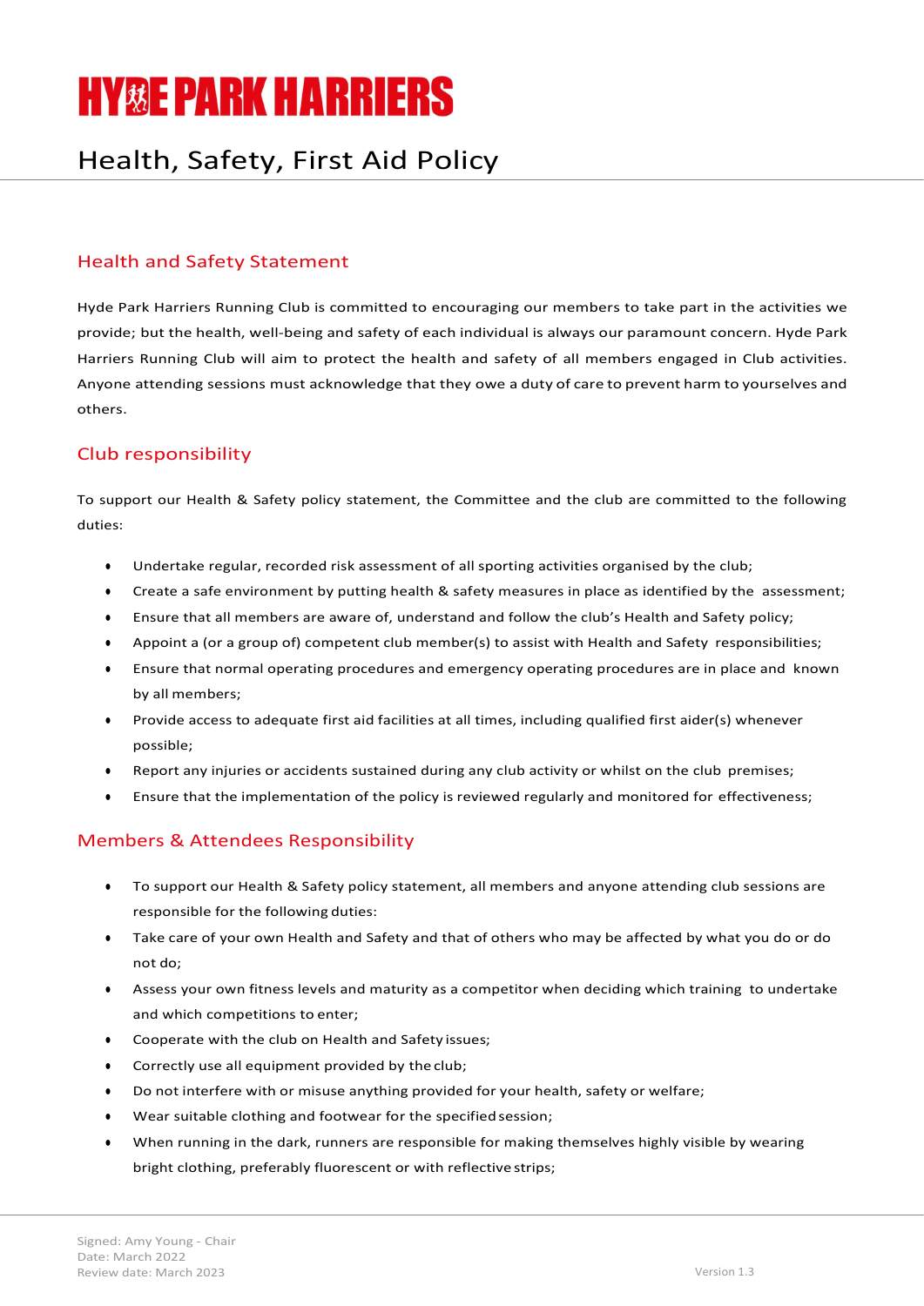# HYDE PARK HARRIERS

# Health, Safety, First Aid Policy

## Health and Safety Statement

Hyde Park Harriers Running Club is committed to encouraging our members to take part in the activities we provide; but the health, well-being and safety of each individual is always our paramount concern. Hyde Park Harriers Running Club will aim to protect the health and safety of all members engaged in Club activities. Anyone attending sessions must acknowledge that they owe a duty of care to prevent harm to yourselves and others.

## Club responsibility

To support our Health & Safety policy statement, the Committee and the club are committed to the following duties:

- Undertake regular, recorded risk assessment of all sporting activities organised by the club;
- Create a safe environment by putting health & safety measures in place as identified by the assessment;
- Ensure that all members are aware of, understand and follow the club's Health and Safety policy;
- Appoint a (or a group of) competent club member(s) to assist with Health and Safety responsibilities;
- Ensure that normal operating procedures and emergency operating procedures are in place and known by all members;
- Provide access to adequate first aid facilities at all times, including qualified first aider(s) whenever possible;
- Report any injuries or accidents sustained during any club activity or whilst on the club premises;
- Ensure that the implementation of the policy is reviewed regularly and monitored for effectiveness;

## Members & Attendees Responsibility

- To support our Health & Safety policy statement, all members and anyone attending club sessions are responsible for the following duties:
- Take care of your own Health and Safety and that of others who may be affected by what you do or do not do;
- Assess your own fitness levels and maturity as a competitor when deciding which training to undertake and which competitions to enter;
- Cooperate with the club on Health and Safety issues;
- Correctly use all equipment provided by the club;
- Do not interfere with or misuse anything provided for your health, safety or welfare;
- Wear suitable clothing and footwear for the specified session;
- When running in the dark, runners are responsible for making themselves highly visible by wearing bright clothing, preferably fluorescent or with reflective strips;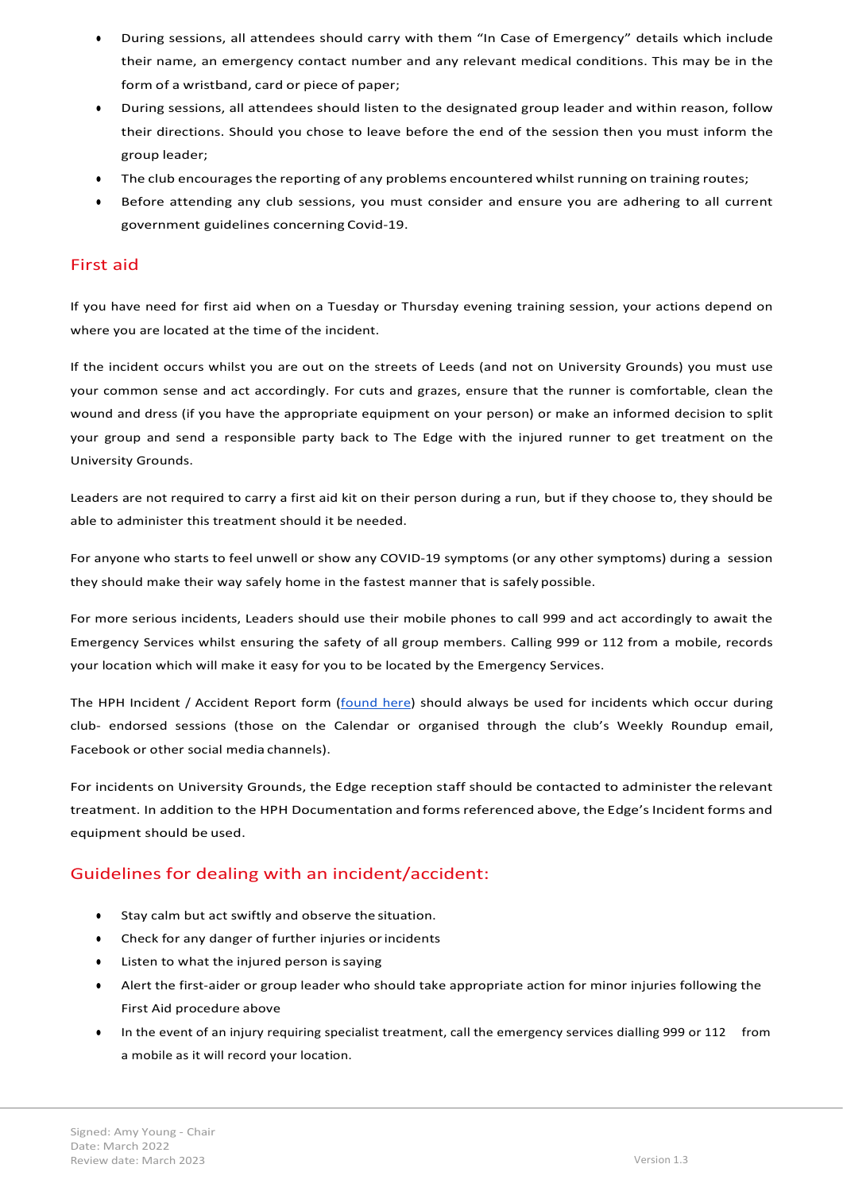- During sessions, all attendees should carry with them "In Case of Emergency" details which include their name, an emergency contact number and any relevant medical conditions. This may be in the form of a wristband, card or piece of paper;
- During sessions, all attendees should listen to the designated group leader and within reason, follow their directions. Should you chose to leave before the end of the session then you must inform the group leader;
- The club encourages the reporting of any problems encountered whilst running on training routes;
- Before attending any club sessions, you must consider and ensure you are adhering to all current government guidelines concerning Covid-19.

## First aid

If you have need for first aid when on a Tuesday or Thursday evening training session, your actions depend on where you are located at the time of the incident.

If the incident occurs whilst you are out on the streets of Leeds (and not on University Grounds) you must use your common sense and act accordingly. For cuts and grazes, ensure that the runner is comfortable, clean the wound and dress (if you have the appropriate equipment on your person) or make an informed decision to split your group and send a responsible party back to The Edge with the injured runner to get treatment on the University Grounds.

Leaders are not required to carry a first aid kit on their person during a run, but if they choose to, they should be able to administer this treatment should it be needed.

For anyone who starts to feel unwell or show any COVID-19 symptoms (or any other symptoms) during a session they should make their way safely home in the fastest manner that is safely possible.

For more serious incidents, Leaders should use their mobile phones to call 999 and act accordingly to await the Emergency Services whilst ensuring the safety of all group members. Calling 999 or 112 from a mobile, records your location which will make it easy for you to be located by the Emergency Services.

The HPH Incident / Accident Report form (found here) should always be used for incidents which occur during club- endorsed sessions (those on the Calendar or organised through the club's Weekly Roundup email, Facebook or other social media channels).

For incidents on University Grounds, the Edge reception staff should be contacted to administer the relevant treatment. In addition to the HPH Documentation and forms referenced above, the Edge's Incident forms and equipment should be used.

## Guidelines for dealing with an incident/accident:

- Stay calm but act swiftly and observe the situation.
- Check for any danger of further injuries or incidents
- Listen to what the injured person is saying
- Alert the first-aider or group leader who should take appropriate action for minor injuries following the First Aid procedure above
- In the event of an injury requiring specialist treatment, call the emergency services dialling 999 or 112 from a mobile as it will record your location.

Signed: Amy Young - Chair
Date: March 2022
Review date: March 2023

Version 1.3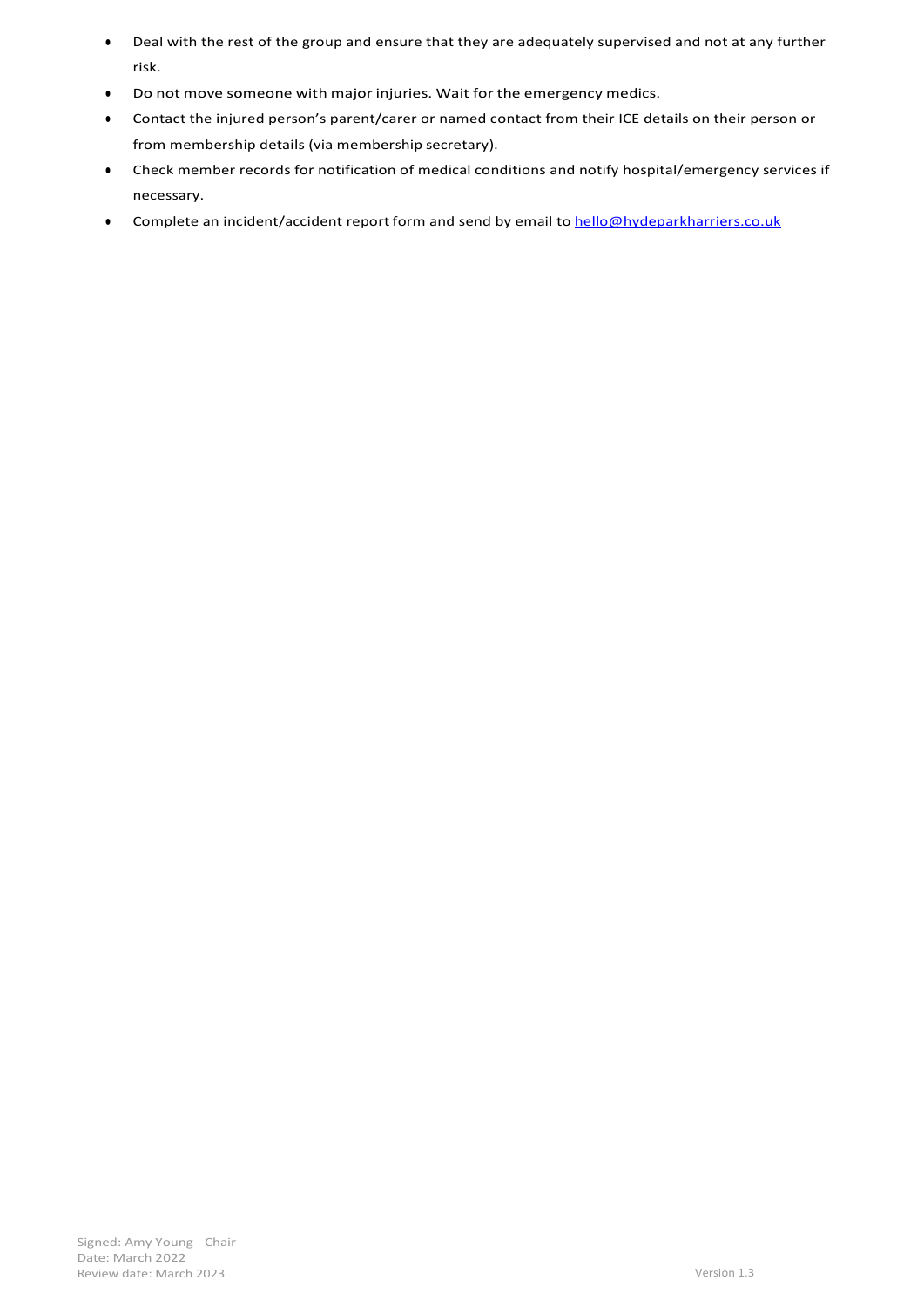- Deal with the rest of the group and ensure that they are adequately supervised and not at any further risk.
- Do not move someone with major injuries. Wait for the emergency medics.
- Contact the injured person's parent/carer or named contact from their ICE details on their person or from membership details (via membership secretary).
- Check member records for notification of medical conditions and notify hospital/emergency services if necessary.
- Complete an incident/accident report form and send by email to hello@hydeparkharriers.co.uk

Signed: Amy Young - Chair
Date: March 2022
Review date: March 2023

Version 1.3